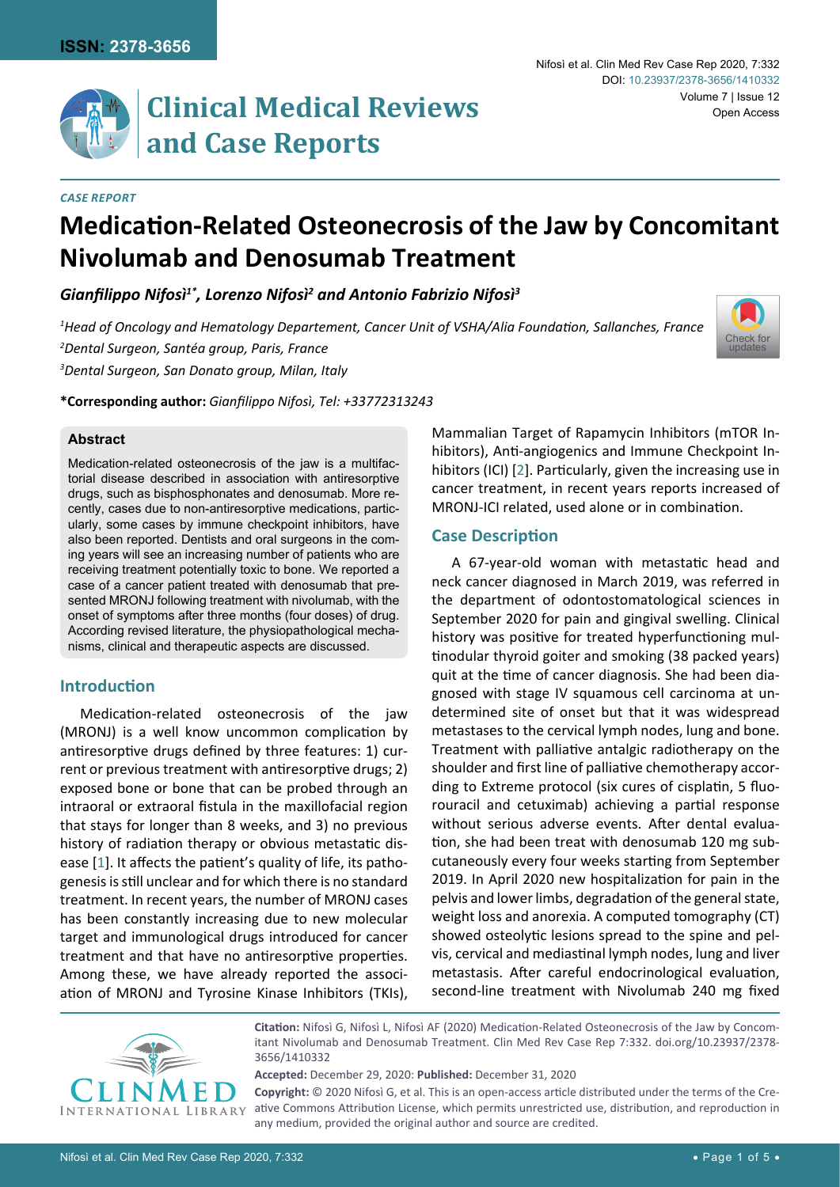*CASE REPORT*

# Medication-Related Osteonecrosis of the Jaw by Concomitant Nivolumab and Denosumab Treatment

***Gianfilippo Nifosì[1*], Lorenzo Nifosì[2] and Antonio Fabrizio Nifosì[3]***

*[1]Head of Oncology and Hematology Departement, Cancer Unit of VSHA/Alia Foundation, Sallanches, France*
*[2]Dental Surgeon, Santéa group, Paris, France*
*[3]Dental Surgeon, San Donato group, Milan, Italy*

**\*Corresponding author:** *Gianfilippo Nifosì, Tel: +33772313243*

### Abstract

Medication-related osteonecrosis of the jaw is a multifactorial disease described in association with antiresorptive drugs, such as bisphosphonates and denosumab. More recently, cases due to non-antiresorptive medications, particularly, some cases by immune checkpoint inhibitors, have also been reported. Dentists and oral surgeons in the coming years will see an increasing number of patients who are receiving treatment potentially toxic to bone. We reported a case of a cancer patient treated with denosumab that presented MRONJ following treatment with nivolumab, with the onset of symptoms after three months (four doses) of drug. According revised literature, the physiopathological mechanisms, clinical and therapeutic aspects are discussed.

## Introduction

Medication-related osteonecrosis of the jaw (MRONJ) is a well know uncommon complication by antiresorptive drugs defined by three features: 1) current or previous treatment with antiresorptive drugs; 2) exposed bone or bone that can be probed through an intraoral or extraoral fistula in the maxillofacial region that stays for longer than 8 weeks, and 3) no previous history of radiation therapy or obvious metastatic disease [1]. It affects the patient's quality of life, its pathogenesis is still unclear and for which there is no standard treatment. In recent years, the number of MRONJ cases has been constantly increasing due to new molecular target and immunological drugs introduced for cancer treatment and that have no antiresorptive properties. Among these, we have already reported the association of MRONJ and Tyrosine Kinase Inhibitors (TKIs), Mammalian Target of Rapamycin Inhibitors (mTOR Inhibitors), Anti-angiogenics and Immune Checkpoint Inhibitors (ICI) [2]. Particularly, given the increasing use in cancer treatment, in recent years reports increased of MRONJ-ICI related, used alone or in combination.

## Case Description

A 67-year-old woman with metastatic head and neck cancer diagnosed in March 2019, was referred in the department of odontostomatological sciences in September 2020 for pain and gingival swelling. Clinical history was positive for treated hyperfunctioning multinodular thyroid goiter and smoking (38 packed years) quit at the time of cancer diagnosis. She had been diagnosed with stage IV squamous cell carcinoma at undetermined site of onset but that it was widespread metastases to the cervical lymph nodes, lung and bone. Treatment with palliative antalgic radiotherapy on the shoulder and first line of palliative chemotherapy according to Extreme protocol (six cures of cisplatin, 5 fluorouracil and cetuximab) achieving a partial response without serious adverse events. After dental evaluation, she had been treat with denosumab 120 mg subcutaneously every four weeks starting from September 2019. In April 2020 new hospitalization for pain in the pelvis and lower limbs, degradation of the general state, weight loss and anorexia. A computed tomography (CT) showed osteolytic lesions spread to the spine and pelvis, cervical and mediastinal lymph nodes, lung and liver metastasis. After careful endocrinological evaluation, second-line treatment with Nivolumab 240 mg fixed

**Citation:** Nifosì G, Nifosì L, Nifosì AF (2020) Medication-Related Osteonecrosis of the Jaw by Concomitant Nivolumab and Denosumab Treatment. Clin Med Rev Case Rep 7:332. doi.org/10.23937/2378-3656/1410332

**Accepted:** December 29, 2020: **Published:** December 31, 2020

**Copyright:** © 2020 Nifosì G, et al. This is an open-access article distributed under the terms of the Creative Commons Attribution License, which permits unrestricted use, distribution, and reproduction in any medium, provided the original author and source are credited.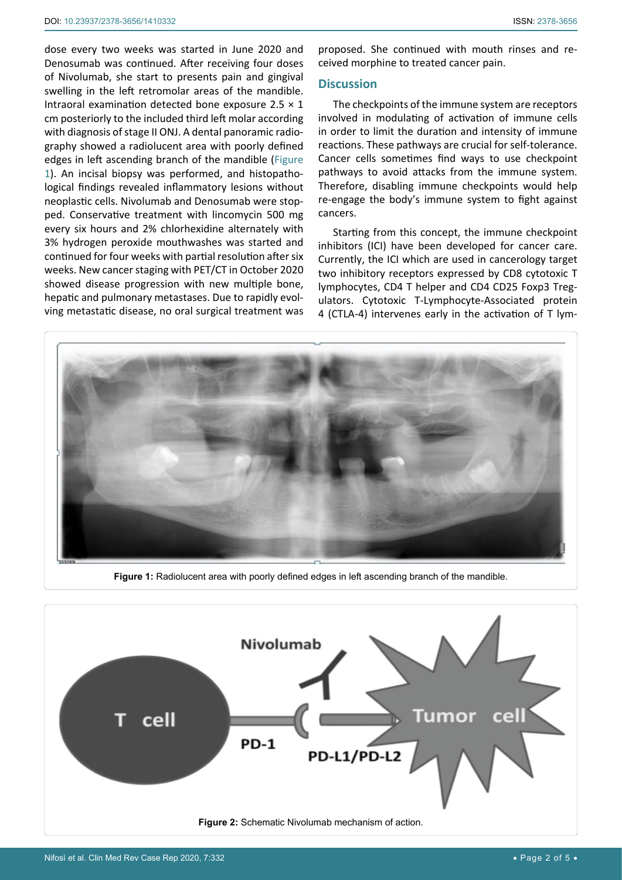dose every two weeks was started in June 2020 and Denosumab was continued. After receiving four doses of Nivolumab, she start to presents pain and gingival swelling in the left retromolar areas of the mandible. Intraoral examination detected bone exposure 2.5 × 1 cm posteriorly to the included third left molar according with diagnosis of stage II ONJ. A dental panoramic radiography showed a radiolucent area with poorly defined edges in left ascending branch of the mandible (Figure 1). An incisal biopsy was performed, and histopathological findings revealed inflammatory lesions without neoplastic cells. Nivolumab and Denosumab were stopped. Conservative treatment with lincomycin 500 mg every six hours and 2% chlorhexidine alternately with 3% hydrogen peroxide mouthwashes was started and continued for four weeks with partial resolution after six weeks. New cancer staging with PET/CT in October 2020 showed disease progression with new multiple bone, hepatic and pulmonary metastases. Due to rapidly evolving metastatic disease, no oral surgical treatment was proposed. She continued with mouth rinses and received morphine to treated cancer pain.

Figure 1: Radiolucent area with poorly defined edges in left ascending branch of the mandible.

## Discussion

The checkpoints of the immune system are receptors involved in modulating of activation of immune cells in order to limit the duration and intensity of immune reactions. These pathways are crucial for self-tolerance. Cancer cells sometimes find ways to use checkpoint pathways to avoid attacks from the immune system. Therefore, disabling immune checkpoints would help re-engage the body's immune system to fight against cancers.

Starting from this concept, the immune checkpoint inhibitors (ICI) have been developed for cancer care. Currently, the ICI which are used in cancerology target two inhibitory receptors expressed by CD8 cytotoxic T lymphocytes, CD4 T helper and CD4 CD25 Foxp3 Tregulators. Cytotoxic T-Lymphocyte-Associated protein 4 (CTLA-4) intervenes early in the activation of T lym-

Figure 2: Schematic Nivolumab mechanism of action.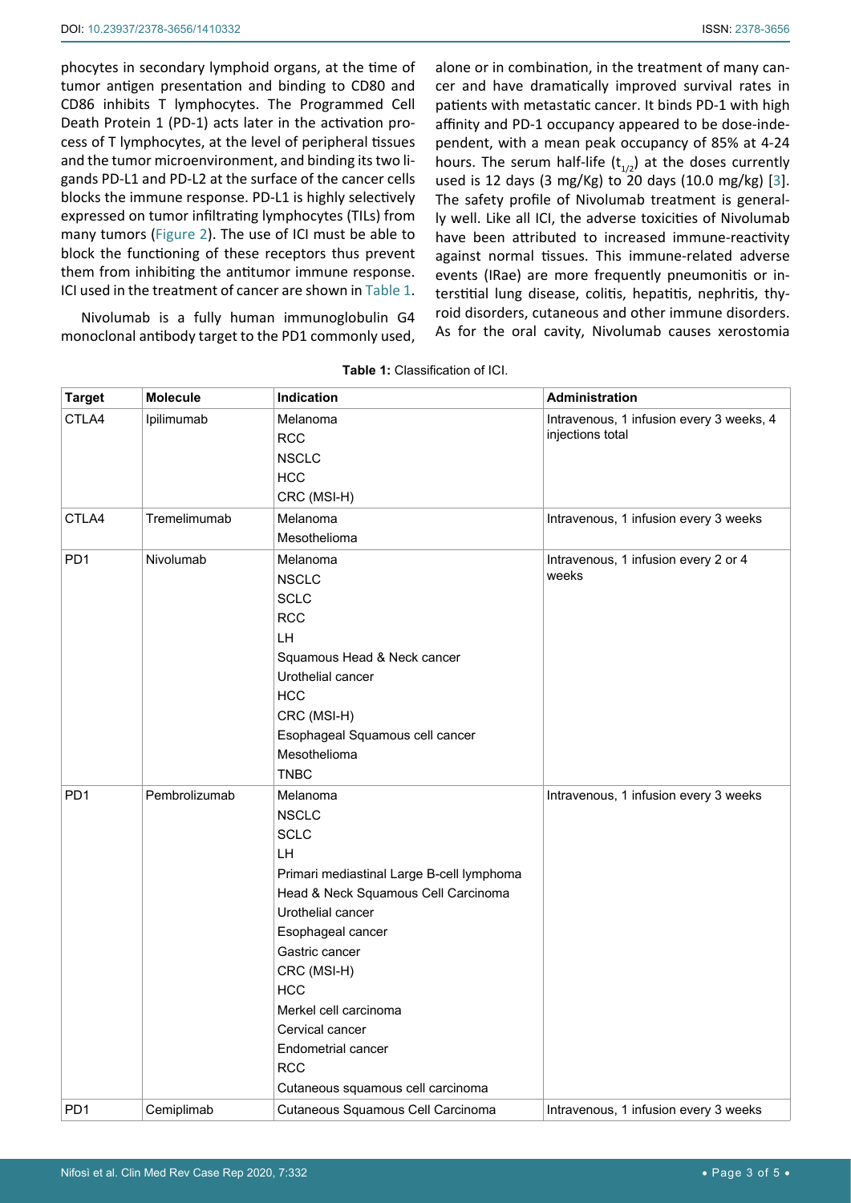phocytes in secondary lymphoid organs, at the time of tumor antigen presentation and binding to CD80 and CD86 inhibits T lymphocytes. The Programmed Cell Death Protein 1 (PD-1) acts later in the activation process of T lymphocytes, at the level of peripheral tissues and the tumor microenvironment, and binding its two ligands PD-L1 and PD-L2 at the surface of the cancer cells blocks the immune response. PD-L1 is highly selectively expressed on tumor infiltrating lymphocytes (TILs) from many tumors (Figure 2). The use of ICI must be able to block the functioning of these receptors thus prevent them from inhibiting the antitumor immune response. ICI used in the treatment of cancer are shown in Table 1.

Nivolumab is a fully human immunoglobulin G4 monoclonal antibody target to the PD1 commonly used, alone or in combination, in the treatment of many cancer and have dramatically improved survival rates in patients with metastatic cancer. It binds PD-1 with high affinity and PD-1 occupancy appeared to be dose-independent, with a mean peak occupancy of 85% at 4-24 hours. The serum half-life ($t_{1/2}$) at the doses currently used is 12 days (3 mg/Kg) to 20 days (10.0 mg/kg) [3]. The safety profile of Nivolumab treatment is generally well. Like all ICI, the adverse toxicities of Nivolumab have been attributed to increased immune-reactivity against normal tissues. This immune-related adverse events (IRae) are more frequently pneumonitis or interstitial lung disease, colitis, hepatitis, nephritis, thyroid disorders, cutaneous and other immune disorders. As for the oral cavity, Nivolumab causes xerostomia

**Table 1:** Classification of ICI.

| Target | Molecule | Indication | Administration |
|---|---|---|---|
| CTLA4 | Ipilimumab | Melanoma<br>RCC<br>NSCLC<br>HCC<br>CRC (MSI-H) | Intravenous, 1 infusion every 3 weeks, 4 injections total |
| CTLA4 | Tremelimumab | Melanoma<br>Mesothelioma | Intravenous, 1 infusion every 3 weeks |
| PD1 | Nivolumab | Melanoma<br>NSCLC<br>SCLC<br>RCC<br>LH<br>Squamous Head & Neck cancer<br>Urothelial cancer<br>HCC<br>CRC (MSI-H)<br>Esophageal Squamous cell cancer<br>Mesothelioma<br>TNBC | Intravenous, 1 infusion every 2 or 4 weeks |
| PD1 | Pembrolizumab | Melanoma<br>NSCLC<br>SCLC<br>LH<br>Primari mediastinal Large B-cell lymphoma<br>Head & Neck Squamous Cell Carcinoma<br>Urothelial cancer<br>Esophageal cancer<br>Gastric cancer<br>CRC (MSI-H)<br>HCC<br>Merkel cell carcinoma<br>Cervical cancer<br>Endometrial cancer<br>RCC<br>Cutaneous squamous cell carcinoma | Intravenous, 1 infusion every 3 weeks |
| PD1 | Cemiplimab | Cutaneous Squamous Cell Carcinoma | Intravenous, 1 infusion every 3 weeks |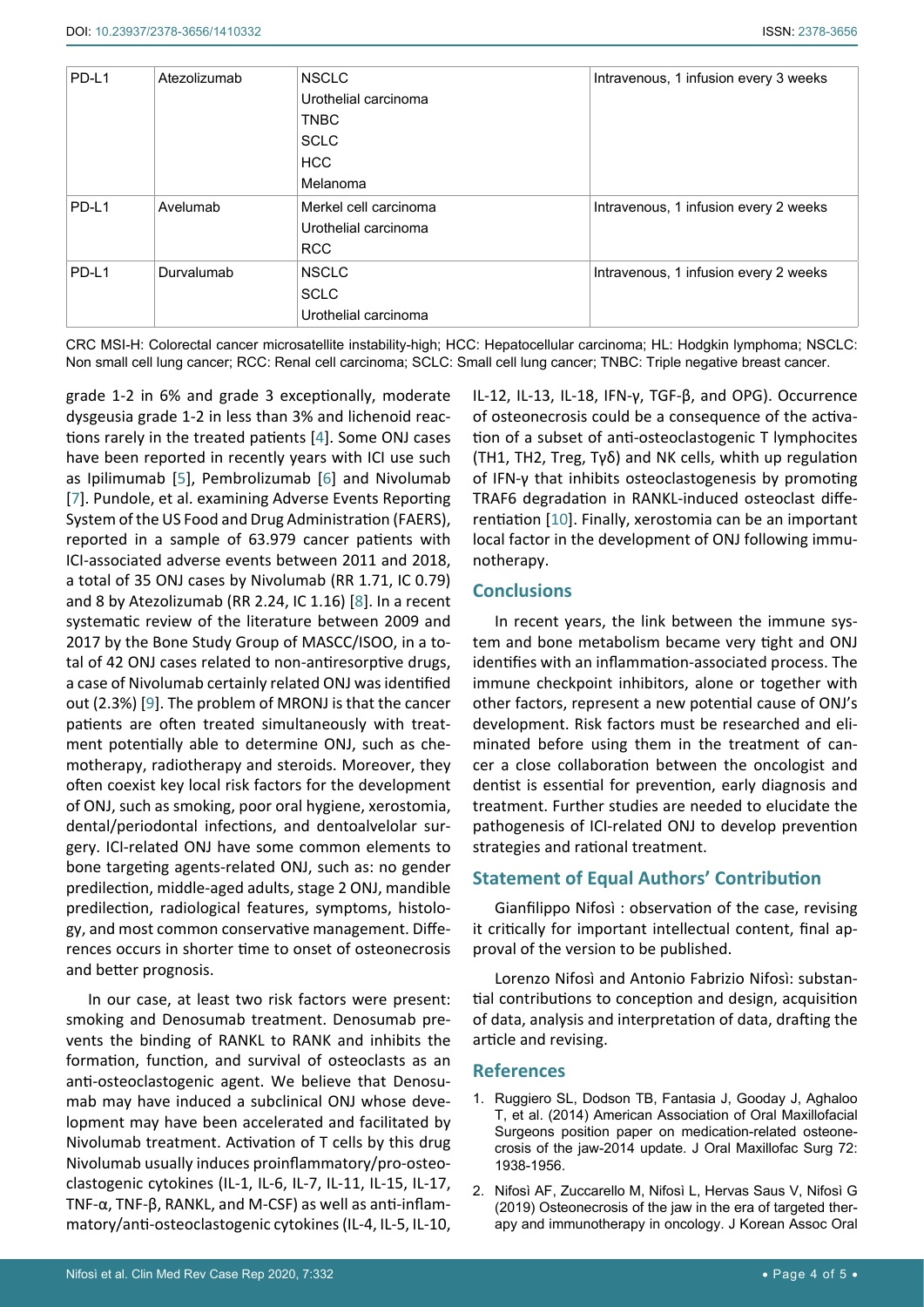| PD-L1 | Atezolizumab | NSCLC<br>Urothelial carcinoma<br>TNBC<br>SCLC<br>HCC<br>Melanoma | Intravenous, 1 infusion every 3 weeks |
|---|---|---|---|
| PD-L1 | Avelumab | Merkel cell carcinoma<br>Urothelial carcinoma<br>RCC | Intravenous, 1 infusion every 2 weeks |
| PD-L1 | Durvalumab | NSCLC<br>SCLC<br>Urothelial carcinoma | Intravenous, 1 infusion every 2 weeks |

CRC MSI-H: Colorectal cancer microsatellite instability-high; HCC: Hepatocellular carcinoma; HL: Hodgkin lymphoma; NSCLC: Non small cell lung cancer; RCC: Renal cell carcinoma; SCLC: Small cell lung cancer; TNBC: Triple negative breast cancer.

grade 1-2 in 6% and grade 3 exceptionally, moderate dysgeusia grade 1-2 in less than 3% and lichenoid reactions rarely in the treated patients [4]. Some ONJ cases have been reported in recently years with ICI use such as Ipilimumab [5], Pembrolizumab [6] and Nivolumab [7]. Pundole, et al. examining Adverse Events Reporting System of the US Food and Drug Administration (FAERS), reported in a sample of 63.979 cancer patients with ICI-associated adverse events between 2011 and 2018, a total of 35 ONJ cases by Nivolumab (RR 1.71, IC 0.79) and 8 by Atezolizumab (RR 2.24, IC 1.16) [8]. In a recent systematic review of the literature between 2009 and 2017 by the Bone Study Group of MASCC/ISOO, in a total of 42 ONJ cases related to non-antiresorptive drugs, a case of Nivolumab certainly related ONJ was identified out (2.3%) [9]. The problem of MRONJ is that the cancer patients are often treated simultaneously with treatment potentially able to determine ONJ, such as chemotherapy, radiotherapy and steroids. Moreover, they often coexist key local risk factors for the development of ONJ, such as smoking, poor oral hygiene, xerostomia, dental/periodontal infections, and dentoalvelolar surgery. ICI-related ONJ have some common elements to bone targeting agents-related ONJ, such as: no gender predilection, middle-aged adults, stage 2 ONJ, mandible predilection, radiological features, symptoms, histology, and most common conservative management. Differences occurs in shorter time to onset of osteonecrosis and better prognosis.

In our case, at least two risk factors were present: smoking and Denosumab treatment. Denosumab prevents the binding of RANKL to RANK and inhibits the formation, function, and survival of osteoclasts as an anti-osteoclastogenic agent. We believe that Denosumab may have induced a subclinical ONJ whose development may have been accelerated and facilitated by Nivolumab treatment. Activation of T cells by this drug Nivolumab usually induces proinflammatory/pro-osteoclastogenic cytokines (IL-1, IL-6, IL-7, IL-11, IL-15, IL-17, TNF-α, TNF-β, RANKL, and M-CSF) as well as anti-inflammatory/anti-osteoclastogenic cytokines (IL-4, IL-5, IL-10, IL-12, IL-13, IL-18, IFN-γ, TGF-β, and OPG). Occurrence of osteonecrosis could be a consequence of the activation of a subset of anti-osteoclastogenic T lymphocites (TH1, TH2, Treg, Tγδ) and NK cells, whith up regulation of IFN-γ that inhibits osteoclastogenesis by promoting TRAF6 degradation in RANKL-induced osteoclast differentiation [10]. Finally, xerostomia can be an important local factor in the development of ONJ following immunotherapy.

## Conclusions

In recent years, the link between the immune system and bone metabolism became very tight and ONJ identifies with an inflammation-associated process. The immune checkpoint inhibitors, alone or together with other factors, represent a new potential cause of ONJ's development. Risk factors must be researched and eliminated before using them in the treatment of cancer a close collaboration between the oncologist and dentist is essential for prevention, early diagnosis and treatment. Further studies are needed to elucidate the pathogenesis of ICI-related ONJ to develop prevention strategies and rational treatment.

## Statement of Equal Authors' Contribution

Gianfilippo Nifosì : observation of the case, revising it critically for important intellectual content, final approval of the version to be published.

Lorenzo Nifosì and Antonio Fabrizio Nifosì: substantial contributions to conception and design, acquisition of data, analysis and interpretation of data, drafting the article and revising.

## References

1. Ruggiero SL, Dodson TB, Fantasia J, Gooday J, Aghaloo T, et al. (2014) American Association of Oral Maxillofacial Surgeons position paper on medication-related osteonecrosis of the jaw-2014 update. J Oral Maxillofac Surg 72: 1938-1956.
2. Nifosì AF, Zuccarello M, Nifosì L, Hervas Saus V, Nifosì G (2019) Osteonecrosis of the jaw in the era of targeted therapy and immunotherapy in oncology. J Korean Assoc Oral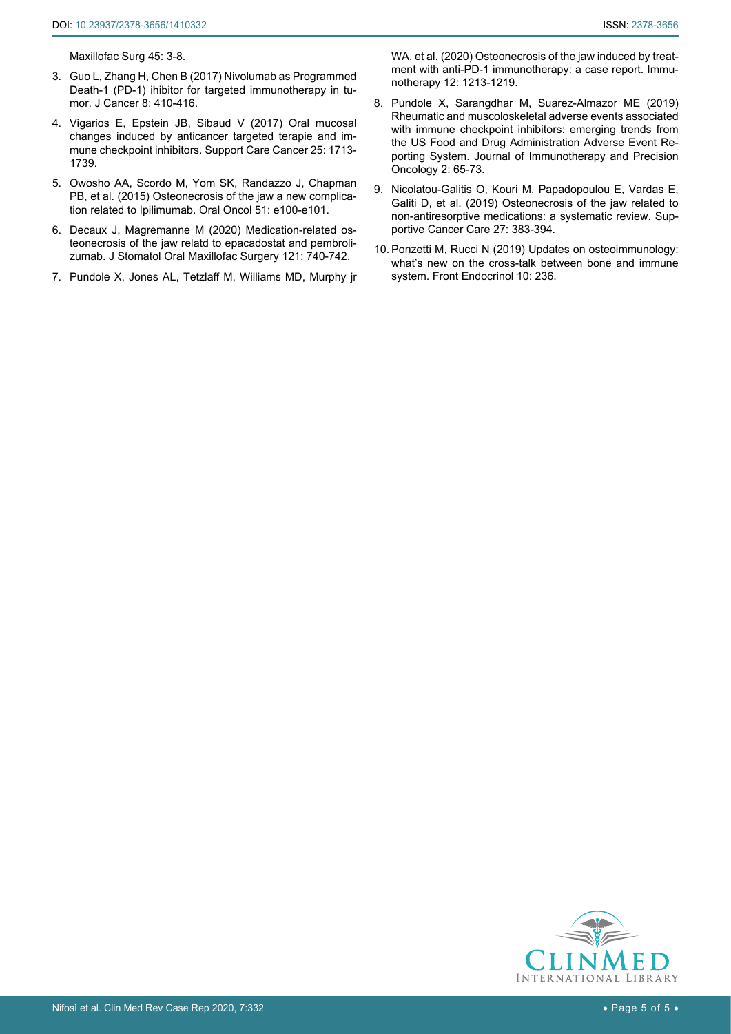Maxillofac Surg 45: 3-8.

3. Guo L, Zhang H, Chen B (2017) Nivolumab as Programmed Death-1 (PD-1) ihibitor for targeted immunotherapy in tumor. J Cancer 8: 410-416.
4. Vigarios E, Epstein JB, Sibaud V (2017) Oral mucosal changes induced by anticancer targeted terapie and immune checkpoint inhibitors. Support Care Cancer 25: 1713-1739.
5. Owosho AA, Scordo M, Yom SK, Randazzo J, Chapman PB, et al. (2015) Osteonecrosis of the jaw a new complication related to Ipilimumab. Oral Oncol 51: e100-e101.
6. Decaux J, Magremanne M (2020) Medication-related osteonecrosis of the jaw relatd to epacadostat and pembrolizumab. J Stomatol Oral Maxillofac Surgery 121: 740-742.
7. Pundole X, Jones AL, Tetzlaff M, Williams MD, Murphy jr WA, et al. (2020) Osteonecrosis of the jaw induced by treatment with anti-PD-1 immunotherapy: a case report. Immunotherapy 12: 1213-1219.
8. Pundole X, Sarangdhar M, Suarez-Almazor ME (2019) Rheumatic and muscoloskeletal adverse events associated with immune checkpoint inhibitors: emerging trends from the US Food and Drug Administration Adverse Event Reporting System. Journal of Immunotherapy and Precision Oncology 2: 65-73.
9. Nicolatou-Galitis O, Kouri M, Papadopoulou E, Vardas E, Galiti D, et al. (2019) Osteonecrosis of the jaw related to non-antiresorptive medications: a systematic review. Supportive Cancer Care 27: 383-394.
10. Ponzetti M, Rucci N (2019) Updates on osteoimmunology: what's new on the cross-talk between bone and immune system. Front Endocrinol 10: 236.